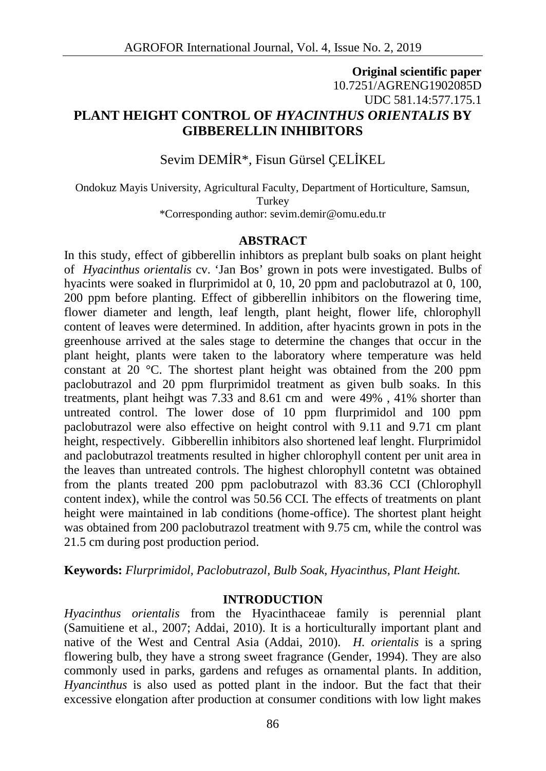**Original scientific paper**
10.7251/AGRENG1902085D
UDC 581.14:577.175.1

# PLANT HEIGHT CONTROL OF *HYACINTHUS ORIENTALIS* BY GIBBERELLIN INHIBITORS

Sevim DEMİR*, Fisun Gürsel ÇELİKEL

Ondokuz Mayis University, Agricultural Faculty, Department of Horticulture, Samsun, Turkey
*Corresponding author: sevim.demir@omu.edu.tr

## ABSTRACT

In this study, effect of gibberellin inhibtors as preplant bulb soaks on plant height of *Hyacinthus orientalis* cv. 'Jan Bos' grown in pots were investigated. Bulbs of hyacints were soaked in flurprimidol at 0, 10, 20 ppm and paclobutrazol at 0, 100, 200 ppm before planting. Effect of gibberellin inhibitors on the flowering time, flower diameter and length, leaf length, plant height, flower life, chlorophyll content of leaves were determined. In addition, after hyacints grown in pots in the greenhouse arrived at the sales stage to determine the changes that occur in the plant height, plants were taken to the laboratory where temperature was held constant at 20 °C. The shortest plant height was obtained from the 200 ppm paclobutrazol and 20 ppm flurprimidol treatment as given bulb soaks. In this treatments, plant heihgt was 7.33 and 8.61 cm and were 49% , 41% shorter than untreated control. The lower dose of 10 ppm flurprimidol and 100 ppm paclobutrazol were also effective on height control with 9.11 and 9.71 cm plant height, respectively. Gibberellin inhibitors also shortened leaf lenght. Flurprimidol and paclobutrazol treatments resulted in higher chlorophyll content per unit area in the leaves than untreated controls. The highest chlorophyll contetnt was obtained from the plants treated 200 ppm paclobutrazol with 83.36 CCI (Chlorophyll content index), while the control was 50.56 CCI. The effects of treatments on plant height were maintained in lab conditions (home-office). The shortest plant height was obtained from 200 paclobutrazol treatment with 9.75 cm, while the control was 21.5 cm during post production period.

**Keywords:** *Flurprimidol, Paclobutrazol, Bulb Soak, Hyacinthus, Plant Height.*

## INTRODUCTION

*Hyacinthus orientalis* from the Hyacinthaceae family is perennial plant (Samuitiene et al., 2007; Addai, 2010). It is a horticulturally important plant and native of the West and Central Asia (Addai, 2010). *H. orientalis* is a spring flowering bulb, they have a strong sweet fragrance (Gender, 1994). They are also commonly used in parks, gardens and refuges as ornamental plants. In addition, *Hyancinthus* is also used as potted plant in the indoor. But the fact that their excessive elongation after production at consumer conditions with low light makes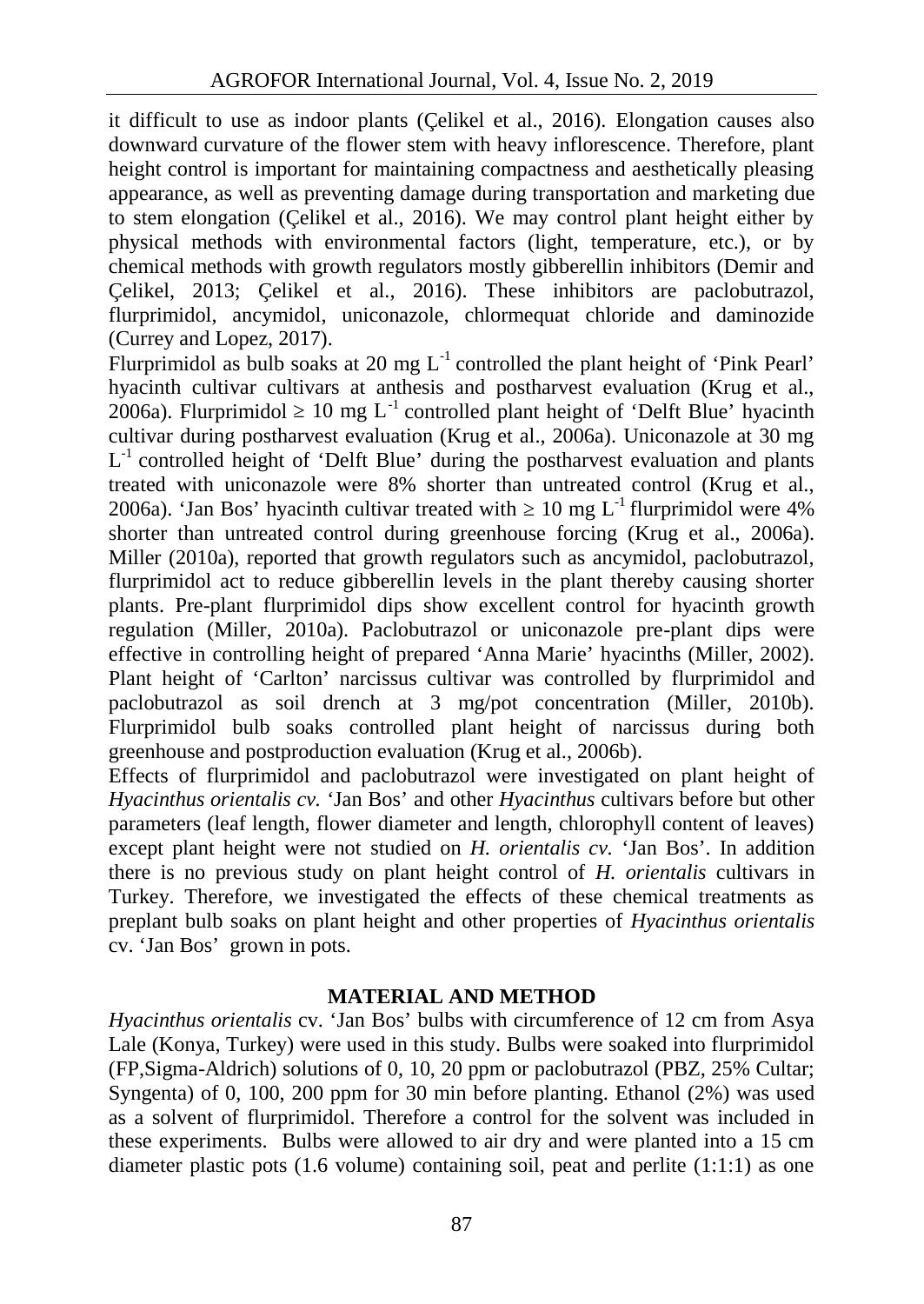it difficult to use as indoor plants (Çelikel et al., 2016). Elongation causes also downward curvature of the flower stem with heavy inflorescence. Therefore, plant height control is important for maintaining compactness and aesthetically pleasing appearance, as well as preventing damage during transportation and marketing due to stem elongation (Çelikel et al., 2016). We may control plant height either by physical methods with environmental factors (light, temperature, etc.), or by chemical methods with growth regulators mostly gibberellin inhibitors (Demir and Çelikel, 2013; Çelikel et al., 2016). These inhibitors are paclobutrazol, flurprimidol, ancymidol, uniconazole, chlormequat chloride and daminozide (Currey and Lopez, 2017).

Flurprimidol as bulb soaks at 20 mg $L^{-1}$ controlled the plant height of 'Pink Pearl' hyacinth cultivar cultivars at anthesis and postharvest evaluation (Krug et al., 2006a). Flurprimidol $\geq$ 10 mg $L^{-1}$ controlled plant height of 'Delft Blue' hyacinth cultivar during postharvest evaluation (Krug et al., 2006a). Uniconazole at 30 mg $L^{-1}$ controlled height of 'Delft Blue' during the postharvest evaluation and plants treated with uniconazole were 8% shorter than untreated control (Krug et al., 2006a). 'Jan Bos' hyacinth cultivar treated with $\geq$ 10 mg $L^{-1}$ flurprimidol were 4% shorter than untreated control during greenhouse forcing (Krug et al., 2006a). Miller (2010a), reported that growth regulators such as ancymidol, paclobutrazol, flurprimidol act to reduce gibberellin levels in the plant thereby causing shorter plants. Pre-plant flurprimidol dips show excellent control for hyacinth growth regulation (Miller, 2010a). Paclobutrazol or uniconazole pre-plant dips were effective in controlling height of prepared 'Anna Marie' hyacinths (Miller, 2002). Plant height of 'Carlton' narcissus cultivar was controlled by flurprimidol and paclobutrazol as soil drench at 3 mg/pot concentration (Miller, 2010b). Flurprimidol bulb soaks controlled plant height of narcissus during both greenhouse and postproduction evaluation (Krug et al., 2006b).

Effects of flurprimidol and paclobutrazol were investigated on plant height of *Hyacinthus orientalis cv.* 'Jan Bos' and other *Hyacinthus* cultivars before but other parameters (leaf length, flower diameter and length, chlorophyll content of leaves) except plant height were not studied on *H. orientalis cv.* 'Jan Bos'. In addition there is no previous study on plant height control of *H. orientalis* cultivars in Turkey. Therefore, we investigated the effects of these chemical treatments as preplant bulb soaks on plant height and other properties of *Hyacinthus orientalis* cv. 'Jan Bos' grown in pots.

## MATERIAL AND METHOD

*Hyacinthus orientalis* cv. 'Jan Bos' bulbs with circumference of 12 cm from Asya Lale (Konya, Turkey) were used in this study. Bulbs were soaked into flurprimidol (FP,Sigma-Aldrich) solutions of 0, 10, 20 ppm or paclobutrazol (PBZ, 25% Cultar; Syngenta) of 0, 100, 200 ppm for 30 min before planting. Ethanol (2%) was used as a solvent of flurprimidol. Therefore a control for the solvent was included in these experiments. Bulbs were allowed to air dry and were planted into a 15 cm diameter plastic pots (1.6 volume) containing soil, peat and perlite (1:1:1) as one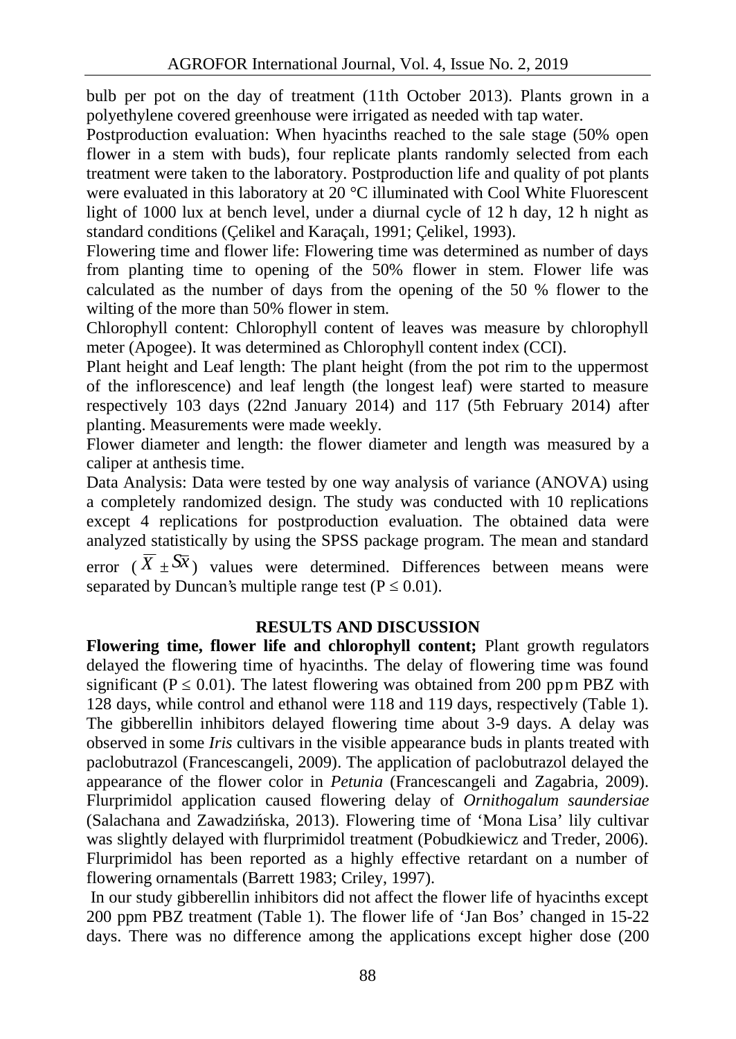bulb per pot on the day of treatment (11th October 2013). Plants grown in a polyethylene covered greenhouse were irrigated as needed with tap water.

Postproduction evaluation: When hyacinths reached to the sale stage (50% open flower in a stem with buds), four replicate plants randomly selected from each treatment were taken to the laboratory. Postproduction life and quality of pot plants were evaluated in this laboratory at 20 °C illuminated with Cool White Fluorescent light of 1000 lux at bench level, under a diurnal cycle of 12 h day, 12 h night as standard conditions (Çelikel and Karaçalı, 1991; Çelikel, 1993).

Flowering time and flower life: Flowering time was determined as number of days from planting time to opening of the 50% flower in stem. Flower life was calculated as the number of days from the opening of the 50 % flower to the wilting of the more than 50% flower in stem.

Chlorophyll content: Chlorophyll content of leaves was measure by chlorophyll meter (Apogee). It was determined as Chlorophyll content index (CCI).

Plant height and Leaf length: The plant height (from the pot rim to the uppermost of the inflorescence) and leaf length (the longest leaf) were started to measure respectively 103 days (22nd January 2014) and 117 (5th February 2014) after planting. Measurements were made weekly.

Flower diameter and length: the flower diameter and length was measured by a caliper at anthesis time.

Data Analysis: Data were tested by one way analysis of variance (ANOVA) using a completely randomized design. The study was conducted with 10 replications except 4 replications for postproduction evaluation. The obtained data were analyzed statistically by using the SPSS package program. The mean and standard error ($\overline{X} \pm S\overline{x}$) values were determined. Differences between means were separated by Duncan's multiple range test ($P \leq 0.01$).

## RESULTS AND DISCUSSION

**Flowering time, flower life and chlorophyll content;** Plant growth regulators delayed the flowering time of hyacinths. The delay of flowering time was found significant ($P \leq 0.01$). The latest flowering was obtained from 200 ppm PBZ with 128 days, while control and ethanol were 118 and 119 days, respectively (Table 1). The gibberellin inhibitors delayed flowering time about 3-9 days. A delay was observed in some *Iris* cultivars in the visible appearance buds in plants treated with paclobutrazol (Francescangeli, 2009). The application of paclobutrazol delayed the appearance of the flower color in *Petunia* (Francescangeli and Zagabria, 2009). Flurprimidol application caused flowering delay of *Ornithogalum saundersiae* (Salachana and Zawadzińska, 2013). Flowering time of 'Mona Lisa' lily cultivar was slightly delayed with flurprimidol treatment (Pobudkiewicz and Treder, 2006). Flurprimidol has been reported as a highly effective retardant on a number of flowering ornamentals (Barrett 1983; Criley, 1997).

In our study gibberellin inhibitors did not affect the flower life of hyacinths except 200 ppm PBZ treatment (Table 1). The flower life of 'Jan Bos' changed in 15-22 days. There was no difference among the applications except higher dose (200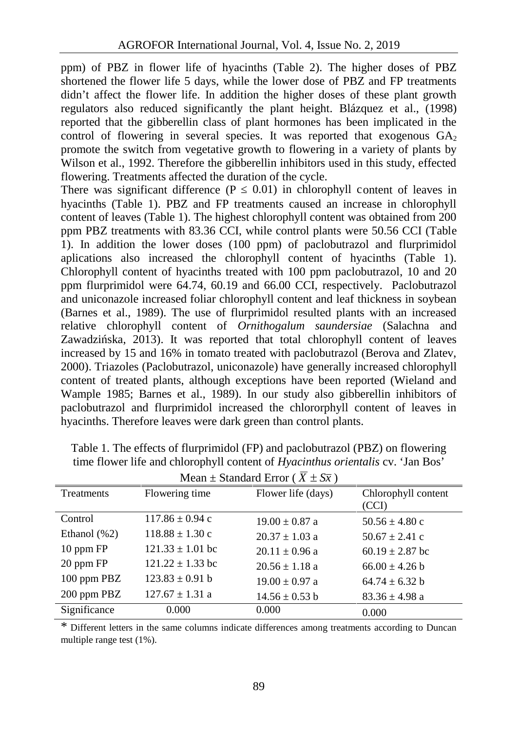ppm) of PBZ in flower life of hyacinths (Table 2). The higher doses of PBZ shortened the flower life 5 days, while the lower dose of PBZ and FP treatments didn't affect the flower life. In addition the higher doses of these plant growth regulators also reduced significantly the plant height. Blázquez et al., (1998) reported that the gibberellin class of plant hormones has been implicated in the control of flowering in several species. It was reported that exogenous $GA_2$ promote the switch from vegetative growth to flowering in a variety of plants by Wilson et al., 1992. Therefore the gibberellin inhibitors used in this study, effected flowering. Treatments affected the duration of the cycle.

There was significant difference ($P \leq 0.01$) in chlorophyll content of leaves in hyacinths (Table 1). PBZ and FP treatments caused an increase in chlorophyll content of leaves (Table 1). The highest chlorophyll content was obtained from 200 ppm PBZ treatments with 83.36 CCI, while control plants were 50.56 CCI (Table 1). In addition the lower doses (100 ppm) of paclobutrazol and flurprimidol aplications also increased the chlorophyll content of hyacinths (Table 1). Chlorophyll content of hyacinths treated with 100 ppm paclobutrazol, 10 and 20 ppm flurprimidol were 64.74, 60.19 and 66.00 CCI, respectively. Paclobutrazol and uniconazole increased foliar chlorophyll content and leaf thickness in soybean (Barnes et al., 1989). The use of flurprimidol resulted plants with an increased relative chlorophyll content of *Ornithogalum saundersiae* (Salachna and Zawadzińska, 2013). It was reported that total chlorophyll content of leaves increased by 15 and 16% in tomato treated with paclobutrazol (Berova and Zlatev, 2000). Triazoles (Paclobutrazol, uniconazole) have generally increased chlorophyll content of treated plants, although exceptions have been reported (Wieland and Wample 1985; Barnes et al., 1989). In our study also gibberellin inhibitors of paclobutrazol and flurprimidol increased the chlororphyll content of leaves in hyacinths. Therefore leaves were dark green than control plants.

Table 1. The effects of flurprimidol (FP) and paclobutrazol (PBZ) on flowering time flower life and chlorophyll content of *Hyacinthus orientalis* cv. 'Jan Bos'

Mean ± Standard Error ( $\bar{X} \pm S\bar{x}$ )

| Treatments | Flowering time | Flower life (days) | Chlorophyll content (CCI) |
|---|---|---|---|
| Control | 117.86 ± 0.94 c | 19.00 ± 0.87 a | 50.56 ± 4.80 c |
| Ethanol (%2) | 118.88 ± 1.30 c | 20.37 ± 1.03 a | 50.67 ± 2.41 c |
| 10 ppm FP | 121.33 ± 1.01 bc | 20.11 ± 0.96 a | 60.19 ± 2.87 bc |
| 20 ppm FP | 121.22 ± 1.33 bc | 20.56 ± 1.18 a | 66.00 ± 4.26 b |
| 100 ppm PBZ | 123.83 ± 0.91 b | 19.00 ± 0.97 a | 64.74 ± 6.32 b |
| 200 ppm PBZ | 127.67 ± 1.31 a | 14.56 ± 0.53 b | 83.36 ± 4.98 a |
| Significance | 0.000 | 0.000 | 0.000 |

\* Different letters in the same columns indicate differences among treatments according to Duncan multiple range test (1%).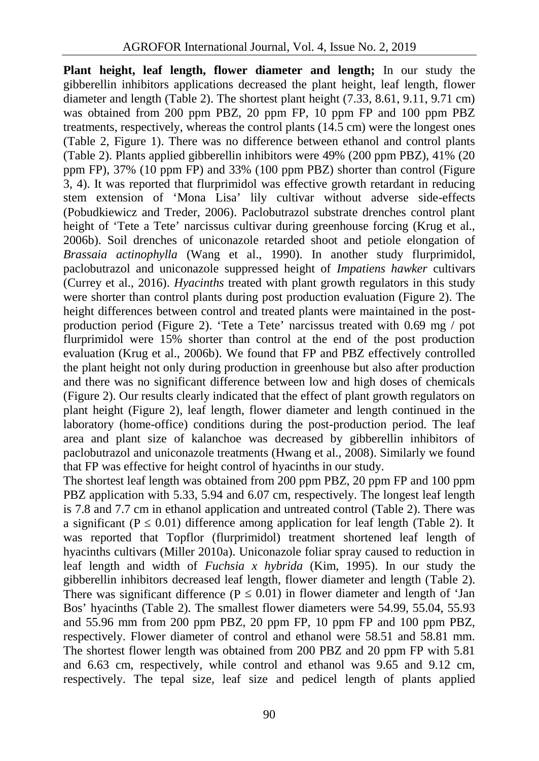**Plant height, leaf length, flower diameter and length;** In our study the gibberellin inhibitors applications decreased the plant height, leaf length, flower diameter and length (Table 2). The shortest plant height (7.33, 8.61, 9.11, 9.71 cm) was obtained from 200 ppm PBZ, 20 ppm FP, 10 ppm FP and 100 ppm PBZ treatments, respectively, whereas the control plants (14.5 cm) were the longest ones (Table 2, Figure 1). There was no difference between ethanol and control plants (Table 2). Plants applied gibberellin inhibitors were 49% (200 ppm PBZ), 41% (20 ppm FP), 37% (10 ppm FP) and 33% (100 ppm PBZ) shorter than control (Figure 3, 4). It was reported that flurprimidol was effective growth retardant in reducing stem extension of 'Mona Lisa' lily cultivar without adverse side-effects (Pobudkiewicz and Treder, 2006). Paclobutrazol substrate drenches control plant height of 'Tete a Tete' narcissus cultivar during greenhouse forcing (Krug et al., 2006b). Soil drenches of uniconazole retarded shoot and petiole elongation of *Brassaia actinophylla* (Wang et al., 1990). In another study flurprimidol, paclobutrazol and uniconazole suppressed height of *Impatiens hawker* cultivars (Currey et al., 2016). *Hyacinths* treated with plant growth regulators in this study were shorter than control plants during post production evaluation (Figure 2). The height differences between control and treated plants were maintained in the post-production period (Figure 2). 'Tete a Tete' narcissus treated with 0.69 mg / pot flurprimidol were 15% shorter than control at the end of the post production evaluation (Krug et al., 2006b). We found that FP and PBZ effectively controlled the plant height not only during production in greenhouse but also after production and there was no significant difference between low and high doses of chemicals (Figure 2). Our results clearly indicated that the effect of plant growth regulators on plant height (Figure 2), leaf length, flower diameter and length continued in the laboratory (home-office) conditions during the post-production period. The leaf area and plant size of kalanchoe was decreased by gibberellin inhibitors of paclobutrazol and uniconazole treatments (Hwang et al., 2008). Similarly we found that FP was effective for height control of hyacinths in our study.

The shortest leaf length was obtained from 200 ppm PBZ, 20 ppm FP and 100 ppm PBZ application with 5.33, 5.94 and 6.07 cm, respectively. The longest leaf length is 7.8 and 7.7 cm in ethanol application and untreated control (Table 2). There was a significant ($P \leq 0.01$) difference among application for leaf length (Table 2). It was reported that Topflor (flurprimidol) treatment shortened leaf length of hyacinths cultivars (Miller 2010a). Uniconazole foliar spray caused to reduction in leaf length and width of *Fuchsia x hybrida* (Kim, 1995). In our study the gibberellin inhibitors decreased leaf length, flower diameter and length (Table 2). There was significant difference ($P \leq 0.01$) in flower diameter and length of 'Jan Bos' hyacinths (Table 2). The smallest flower diameters were 54.99, 55.04, 55.93 and 55.96 mm from 200 ppm PBZ, 20 ppm FP, 10 ppm FP and 100 ppm PBZ, respectively. Flower diameter of control and ethanol were 58.51 and 58.81 mm. The shortest flower length was obtained from 200 PBZ and 20 ppm FP with 5.81 and 6.63 cm, respectively, while control and ethanol was 9.65 and 9.12 cm, respectively. The tepal size, leaf size and pedicel length of plants applied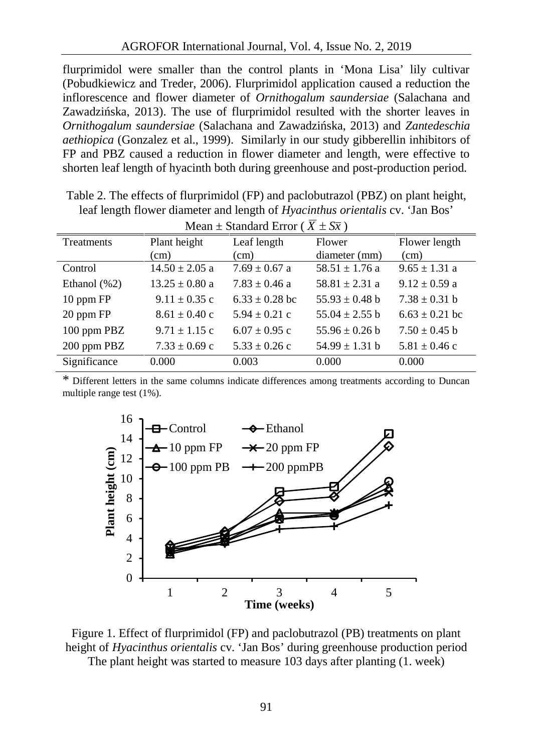flurprimidol were smaller than the control plants in 'Mona Lisa' lily cultivar (Pobudkiewicz and Treder, 2006). Flurprimidol application caused a reduction the inflorescence and flower diameter of *Ornithogalum saundersiae* (Salachana and Zawadzińska, 2013). The use of flurprimidol resulted with the shorter leaves in *Ornithogalum saundersiae* (Salachana and Zawadzińska, 2013) and *Zantedeschia aethiopica* (Gonzalez et al., 1999). Similarly in our study gibberellin inhibitors of FP and PBZ caused a reduction in flower diameter and length, were effective to shorten leaf length of hyacinth both during greenhouse and post-production period.

Table 2. The effects of flurprimidol (FP) and paclobutrazol (PBZ) on plant height, leaf length flower diameter and length of *Hyacinthus orientalis* cv. 'Jan Bos'

Mean ± Standard Error ( $\bar{X} \pm S\bar{x}$ )

| Treatments | Plant height (cm) | Leaf length (cm) | Flower diameter (mm) | Flower length (cm) |
|---|---|---|---|---|
| Control | 14.50 ± 2.05 a | 7.69 ± 0.67 a | 58.51 ± 1.76 a | 9.65 ± 1.31 a |
| Ethanol (%2) | 13.25 ± 0.80 a | 7.83 ± 0.46 a | 58.81 ± 2.31 a | 9.12 ± 0.59 a |
| 10 ppm FP | 9.11 ± 0.35 c | 6.33 ± 0.28 bc | 55.93 ± 0.48 b | 7.38 ± 0.31 b |
| 20 ppm FP | 8.61 ± 0.40 c | 5.94 ± 0.21 c | 55.04 ± 2.55 b | 6.63 ± 0.21 bc |
| 100 ppm PBZ | 9.71 ± 1.15 c | 6.07 ± 0.95 c | 55.96 ± 0.26 b | 7.50 ± 0.45 b |
| 200 ppm PBZ | 7.33 ± 0.69 c | 5.33 ± 0.26 c | 54.99 ± 1.31 b | 5.81 ± 0.46 c |
| Significance | 0.000 | 0.003 | 0.000 | 0.000 |

\* Different letters in the same columns indicate differences among treatments according to Duncan multiple range test (1%).

Figure 1. Effect of flurprimidol (FP) and paclobutrazol (PB) treatments on plant height of *Hyacinthus orientalis* cv. 'Jan Bos' during greenhouse production period
The plant height was started to measure 103 days after planting (1. week)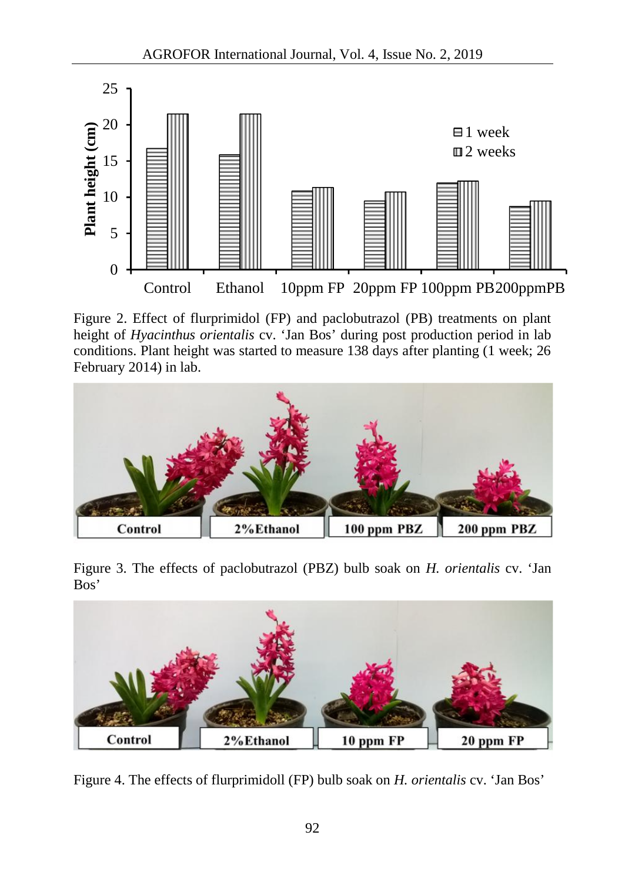Figure 2. Effect of flurprimidol (FP) and paclobutrazol (PB) treatments on plant height of *Hyacinthus orientalis* cv. 'Jan Bos' during post production period in lab conditions. Plant height was started to measure 138 days after planting (1 week; 26 February 2014) in lab.

Figure 3. The effects of paclobutrazol (PBZ) bulb soak on *H. orientalis* cv. 'Jan Bos'

Figure 4. The effects of flurprimidoll (FP) bulb soak on *H. orientalis* cv. 'Jan Bos'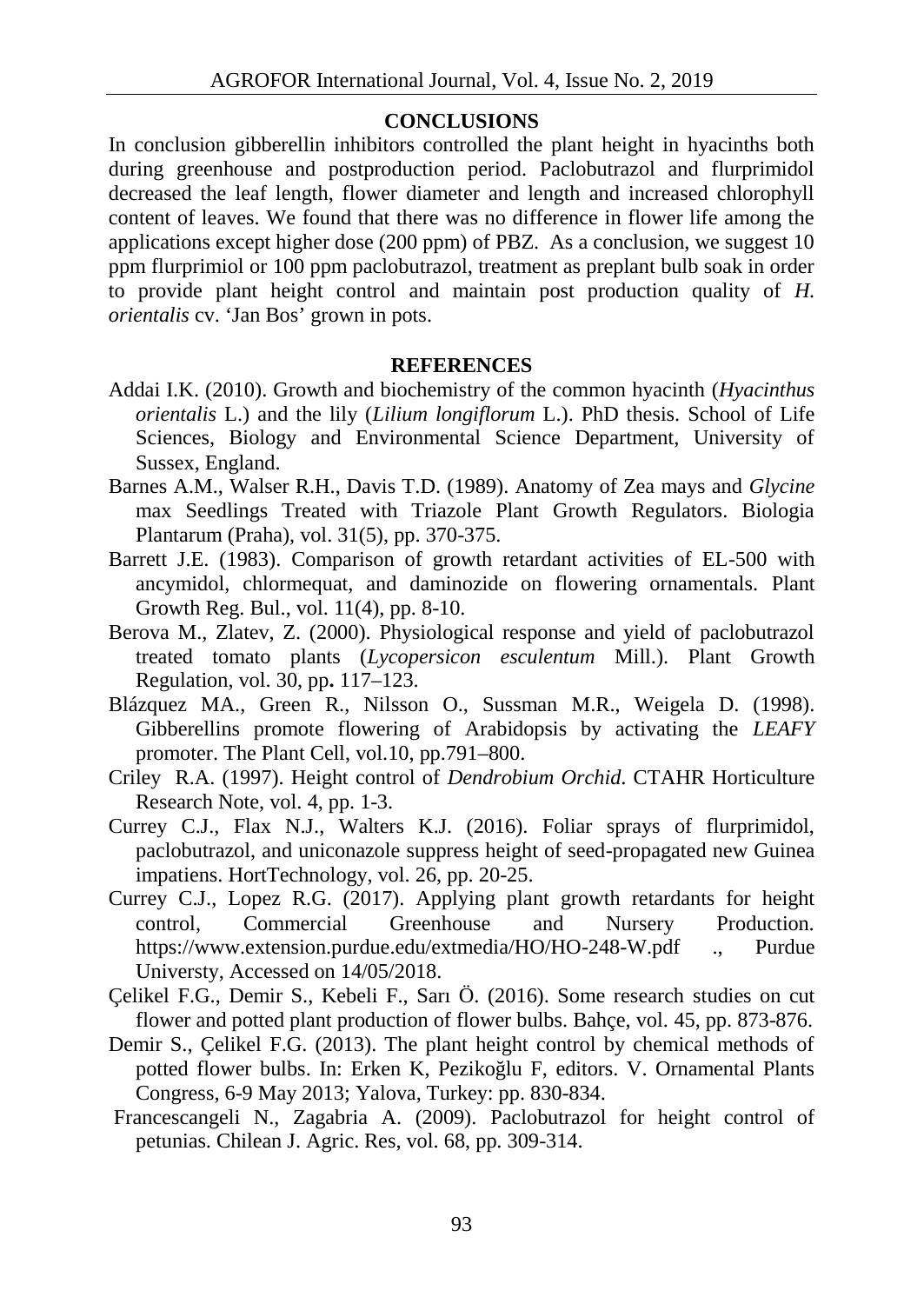## CONCLUSIONS

In conclusion gibberellin inhibitors controlled the plant height in hyacinths both during greenhouse and postproduction period. Paclobutrazol and flurprimidol decreased the leaf length, flower diameter and length and increased chlorophyll content of leaves. We found that there was no difference in flower life among the applications except higher dose (200 ppm) of PBZ. As a conclusion, we suggest 10 ppm flurprimiol or 100 ppm paclobutrazol, treatment as preplant bulb soak in order to provide plant height control and maintain post production quality of *H. orientalis* cv. 'Jan Bos' grown in pots.

## REFERENCES

Addai I.K. (2010). Growth and biochemistry of the common hyacinth (*Hyacinthus orientalis* L.) and the lily (*Lilium longiflorum* L.). PhD thesis. School of Life Sciences, Biology and Environmental Science Department, University of Sussex, England.

Barnes A.M., Walser R.H., Davis T.D. (1989). Anatomy of Zea mays and *Glycine* max Seedlings Treated with Triazole Plant Growth Regulators. Biologia Plantarum (Praha), vol. 31(5), pp. 370-375.

Barrett J.E. (1983). Comparison of growth retardant activities of EL-500 with ancymidol, chlormequat, and daminozide on flowering ornamentals. Plant Growth Reg. Bul., vol. 11(4), pp. 8-10.

Berova M., Zlatev, Z. (2000). Physiological response and yield of paclobutrazol treated tomato plants (*Lycopersicon esculentum* Mill.). Plant Growth Regulation, vol. 30, pp**.** 117–123.

Blázquez MA., Green R., Nilsson O., Sussman M.R., Weigela D. (1998). Gibberellins promote flowering of Arabidopsis by activating the *LEAFY* promoter. The Plant Cell, vol.10, pp.791–800.

Criley R.A. (1997). Height control of *Dendrobium Orchid*. CTAHR Horticulture Research Note, vol. 4, pp. 1-3.

Currey C.J., Flax N.J., Walters K.J. (2016). Foliar sprays of flurprimidol, paclobutrazol, and uniconazole suppress height of seed-propagated new Guinea impatiens. HortTechnology, vol. 26, pp. 20-25.

Currey C.J., Lopez R.G. (2017). Applying plant growth retardants for height control, Commercial Greenhouse and Nursery Production. https://www.extension.purdue.edu/extmedia/HO/HO-248-W.pdf ., Purdue Universty, Accessed on 14/05/2018.

Çelikel F.G., Demir S., Kebeli F., Sarı Ö. (2016). Some research studies on cut flower and potted plant production of flower bulbs. Bahçe, vol. 45, pp. 873-876.

Demir S., Çelikel F.G. (2013). The plant height control by chemical methods of potted flower bulbs. In: Erken K, Pezikoğlu F, editors. V. Ornamental Plants Congress, 6-9 May 2013; Yalova, Turkey: pp. 830-834.

Francescangeli N., Zagabria A. (2009). Paclobutrazol for height control of petunias. Chilean J. Agric. Res, vol. 68, pp. 309-314.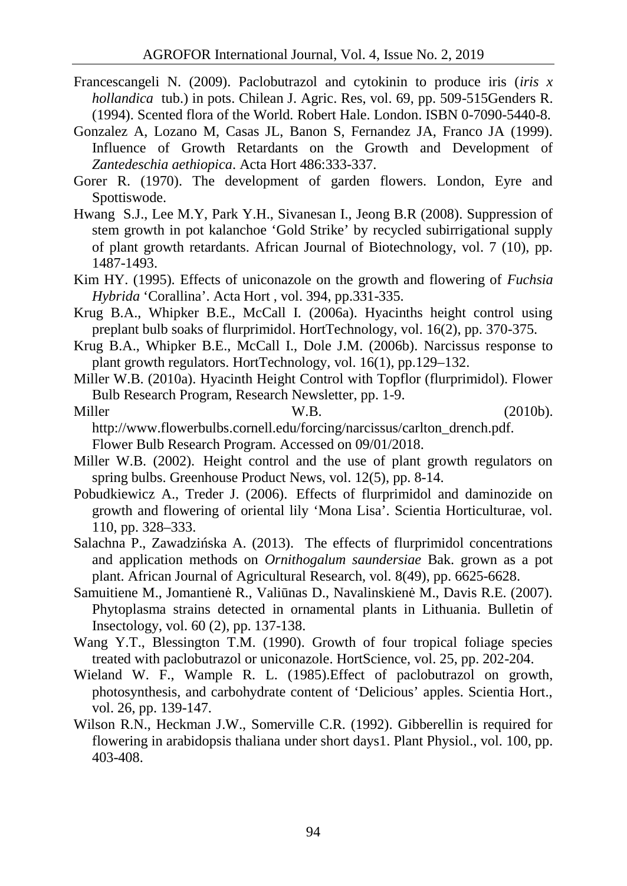Francescangeli N. (2009). Paclobutrazol and cytokinin to produce iris (*iris x hollandica* tub.) in pots. Chilean J. Agric. Res, vol. 69, pp. 509-515Genders R. (1994). Scented flora of the World. Robert Hale. London. ISBN 0-7090-5440-8.

Gonzalez A, Lozano M, Casas JL, Banon S, Fernandez JA, Franco JA (1999). Influence of Growth Retardants on the Growth and Development of *Zantedeschia aethiopica*. Acta Hort 486:333-337.

Gorer R. (1970). The development of garden flowers. London, Eyre and Spottiswode.

Hwang S.J., Lee M.Y, Park Y.H., Sivanesan I., Jeong B.R (2008). Suppression of stem growth in pot kalanchoe 'Gold Strike' by recycled subirrigational supply of plant growth retardants. African Journal of Biotechnology, vol. 7 (10), pp. 1487-1493.

Kim HY. (1995). Effects of uniconazole on the growth and flowering of *Fuchsia Hybrida* 'Corallina'. Acta Hort , vol. 394, pp.331-335.

Krug B.A., Whipker B.E., McCall I. (2006a). Hyacinths height control using preplant bulb soaks of flurprimidol. HortTechnology, vol. 16(2), pp. 370-375.

Krug B.A., Whipker B.E., McCall I., Dole J.M. (2006b). Narcissus response to plant growth regulators. HortTechnology, vol. 16(1), pp.129–132.

Miller W.B. (2010a). Hyacinth Height Control with Topflor (flurprimidol). Flower Bulb Research Program, Research Newsletter, pp. 1-9.

Miller W.B. (2010b). http://www.flowerbulbs.cornell.edu/forcing/narcissus/carlton_drench.pdf. Flower Bulb Research Program. Accessed on 09/01/2018.

Miller W.B. (2002). Height control and the use of plant growth regulators on spring bulbs. Greenhouse Product News, vol. 12(5), pp. 8-14.

Pobudkiewicz A., Treder J. (2006). Effects of flurprimidol and daminozide on growth and flowering of oriental lily 'Mona Lisa'. Scientia Horticulturae, vol. 110, pp. 328–333.

Salachna P., Zawadzińska A. (2013). The effects of flurprimidol concentrations and application methods on *Ornithogalum saundersiae* Bak. grown as a pot plant. African Journal of Agricultural Research, vol. 8(49), pp. 6625-6628.

Samuitiene M., Jomantienė R., Valiūnas D., Navalinskienė M., Davis R.E. (2007). Phytoplasma strains detected in ornamental plants in Lithuania. Bulletin of Insectology, vol. 60 (2), pp. 137-138.

Wang Y.T., Blessington T.M. (1990). Growth of four tropical foliage species treated with paclobutrazol or uniconazole. HortScience, vol. 25, pp. 202-204.

Wieland W. F., Wample R. L. (1985).Effect of paclobutrazol on growth, photosynthesis, and carbohydrate content of 'Delicious' apples. Scientia Hort., vol. 26, pp. 139-147.

Wilson R.N., Heckman J.W., Somerville C.R. (1992). Gibberellin is required for flowering in arabidopsis thaliana under short days1. Plant Physiol., vol. 100, pp. 403-408.